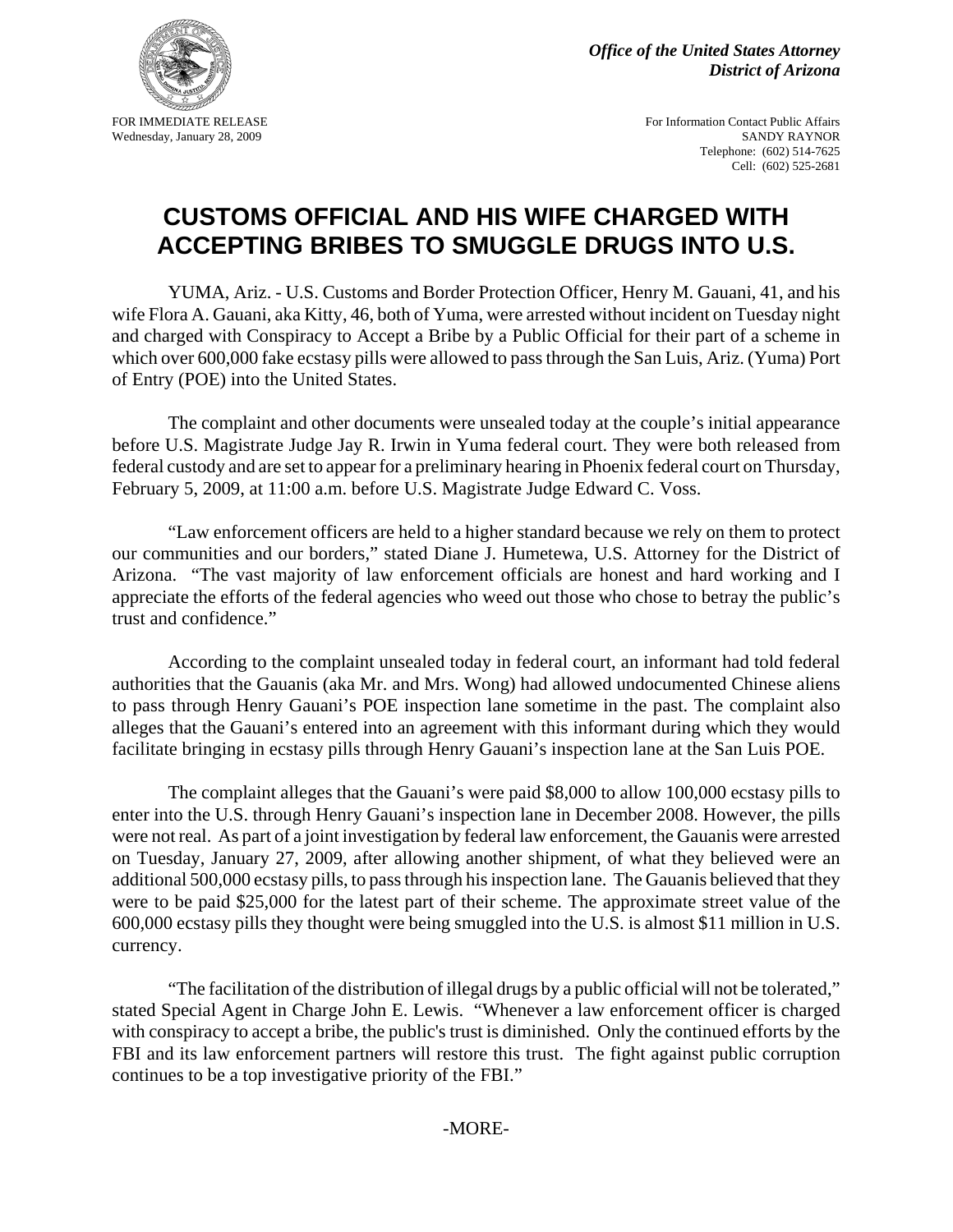*Office of the United States Attorney*
*District of Arizona*

FOR IMMEDIATE RELEASE
Wednesday, January 28, 2009

For Information Contact Public Affairs
SANDY RAYNOR
Telephone: (602) 514-7625
Cell: (602) 525-2681

# CUSTOMS OFFICIAL AND HIS WIFE CHARGED WITH ACCEPTING BRIBES TO SMUGGLE DRUGS INTO U.S.

YUMA, Ariz. - U.S. Customs and Border Protection Officer, Henry M. Gauani, 41, and his wife Flora A. Gauani, aka Kitty, 46, both of Yuma, were arrested without incident on Tuesday night and charged with Conspiracy to Accept a Bribe by a Public Official for their part of a scheme in which over 600,000 fake ecstasy pills were allowed to pass through the San Luis, Ariz. (Yuma) Port of Entry (POE) into the United States.

The complaint and other documents were unsealed today at the couple's initial appearance before U.S. Magistrate Judge Jay R. Irwin in Yuma federal court. They were both released from federal custody and are set to appear for a preliminary hearing in Phoenix federal court on Thursday, February 5, 2009, at 11:00 a.m. before U.S. Magistrate Judge Edward C. Voss.

"Law enforcement officers are held to a higher standard because we rely on them to protect our communities and our borders," stated Diane J. Humetewa, U.S. Attorney for the District of Arizona. "The vast majority of law enforcement officials are honest and hard working and I appreciate the efforts of the federal agencies who weed out those who chose to betray the public's trust and confidence."

According to the complaint unsealed today in federal court, an informant had told federal authorities that the Gauanis (aka Mr. and Mrs. Wong) had allowed undocumented Chinese aliens to pass through Henry Gauani's POE inspection lane sometime in the past. The complaint also alleges that the Gauani's entered into an agreement with this informant during which they would facilitate bringing in ecstasy pills through Henry Gauani's inspection lane at the San Luis POE.

The complaint alleges that the Gauani's were paid $8,000 to allow 100,000 ecstasy pills to enter into the U.S. through Henry Gauani's inspection lane in December 2008. However, the pills were not real. As part of a joint investigation by federal law enforcement, the Gauanis were arrested on Tuesday, January 27, 2009, after allowing another shipment, of what they believed were an additional 500,000 ecstasy pills, to pass through his inspection lane. The Gauanis believed that they were to be paid $25,000 for the latest part of their scheme. The approximate street value of the 600,000 ecstasy pills they thought were being smuggled into the U.S. is almost $11 million in U.S. currency.

"The facilitation of the distribution of illegal drugs by a public official will not be tolerated," stated Special Agent in Charge John E. Lewis. "Whenever a law enforcement officer is charged with conspiracy to accept a bribe, the public's trust is diminished. Only the continued efforts by the FBI and its law enforcement partners will restore this trust. The fight against public corruption continues to be a top investigative priority of the FBI."

-MORE-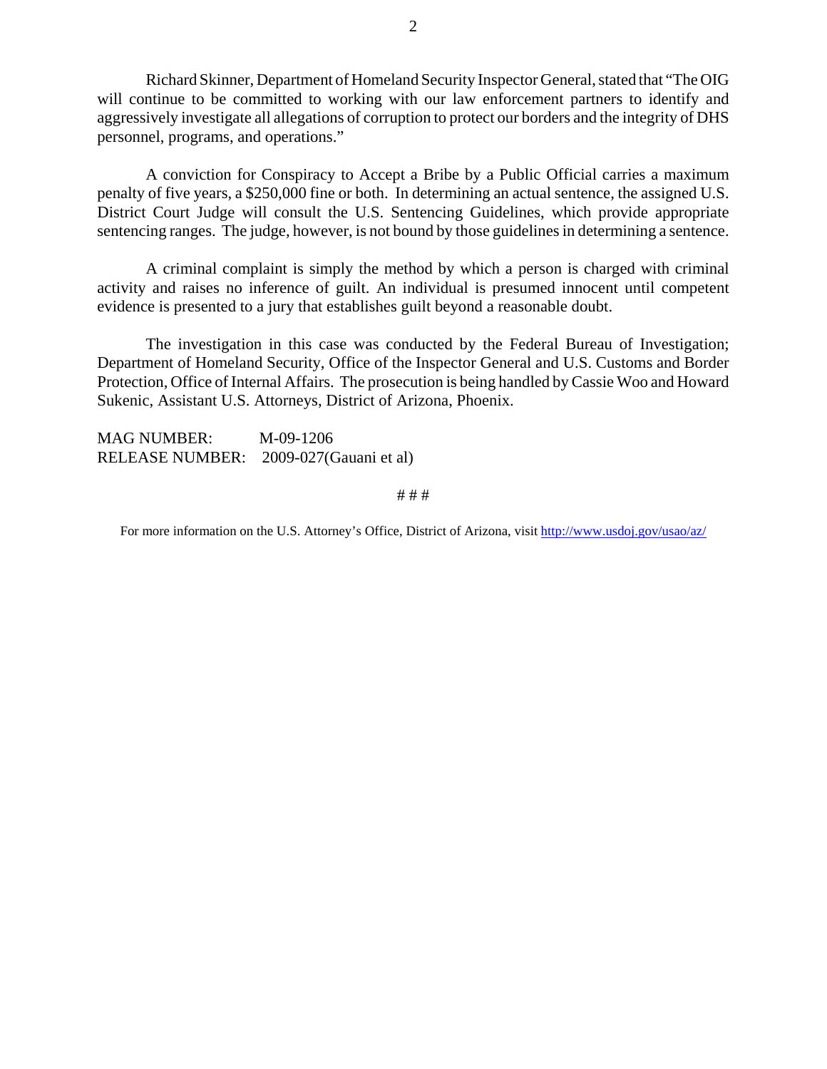Richard Skinner, Department of Homeland Security Inspector General, stated that "The OIG will continue to be committed to working with our law enforcement partners to identify and aggressively investigate all allegations of corruption to protect our borders and the integrity of DHS personnel, programs, and operations."

A conviction for Conspiracy to Accept a Bribe by a Public Official carries a maximum penalty of five years, a $250,000 fine or both. In determining an actual sentence, the assigned U.S. District Court Judge will consult the U.S. Sentencing Guidelines, which provide appropriate sentencing ranges. The judge, however, is not bound by those guidelines in determining a sentence.

A criminal complaint is simply the method by which a person is charged with criminal activity and raises no inference of guilt. An individual is presumed innocent until competent evidence is presented to a jury that establishes guilt beyond a reasonable doubt.

The investigation in this case was conducted by the Federal Bureau of Investigation; Department of Homeland Security, Office of the Inspector General and U.S. Customs and Border Protection, Office of Internal Affairs. The prosecution is being handled by Cassie Woo and Howard Sukenic, Assistant U.S. Attorneys, District of Arizona, Phoenix.

MAG NUMBER: M-09-1206
RELEASE NUMBER: 2009-027(Gauani et al)

# # #

For more information on the U.S. Attorney's Office, District of Arizona, visit http://www.usdoj.gov/usao/az/